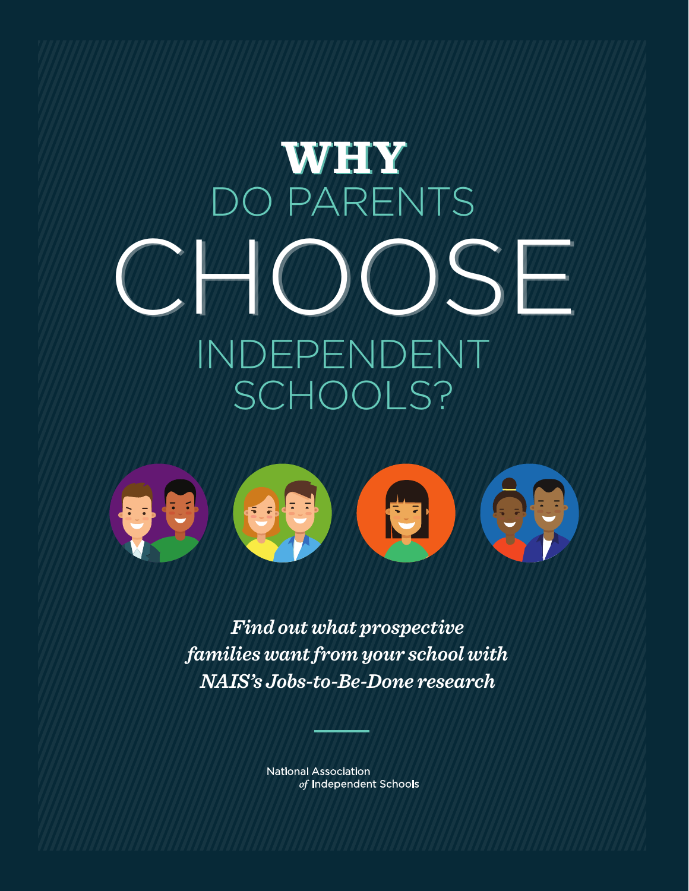# WHY DO PARENTS CHOOSE INDEPENDENT SCHOOLS?

*Find out what prospective families want from your school with NAIS's Jobs-to-Be-Done research*

National Association *of* Independent Schools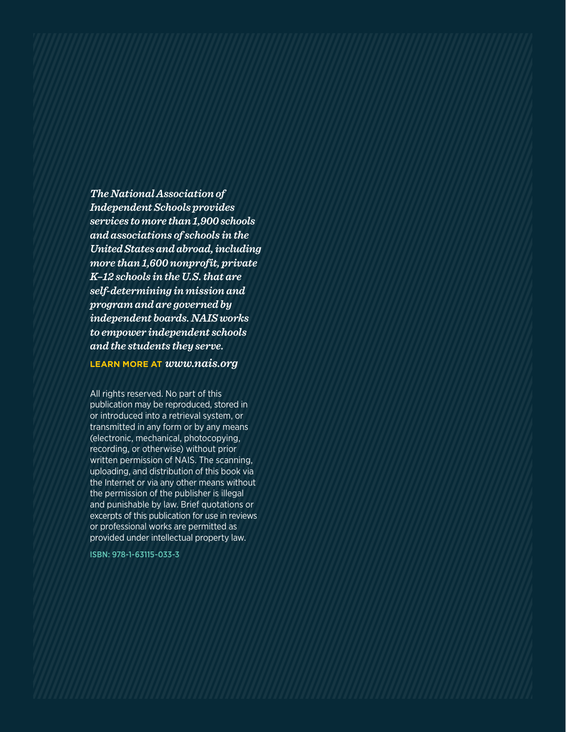*The National Association of Independent Schools provides services to more than 1,900 schools and associations of schools in the United States and abroad, including more than 1,600 nonprofit, private K–12 schools in the U.S. that are self-determining in mission and program and are governed by independent boards. NAIS works to empower independent schools and the students they serve.*

**LEARN MORE AT** ***www.nais.org***

All rights reserved. No part of this publication may be reproduced, stored in or introduced into a retrieval system, or transmitted in any form or by any means (electronic, mechanical, photocopying, recording, or otherwise) without prior written permission of NAIS. The scanning, uploading, and distribution of this book via the Internet or via any other means without the permission of the publisher is illegal and punishable by law. Brief quotations or excerpts of this publication for use in reviews or professional works are permitted as provided under intellectual property law.

ISBN: 978-1-63115-033-3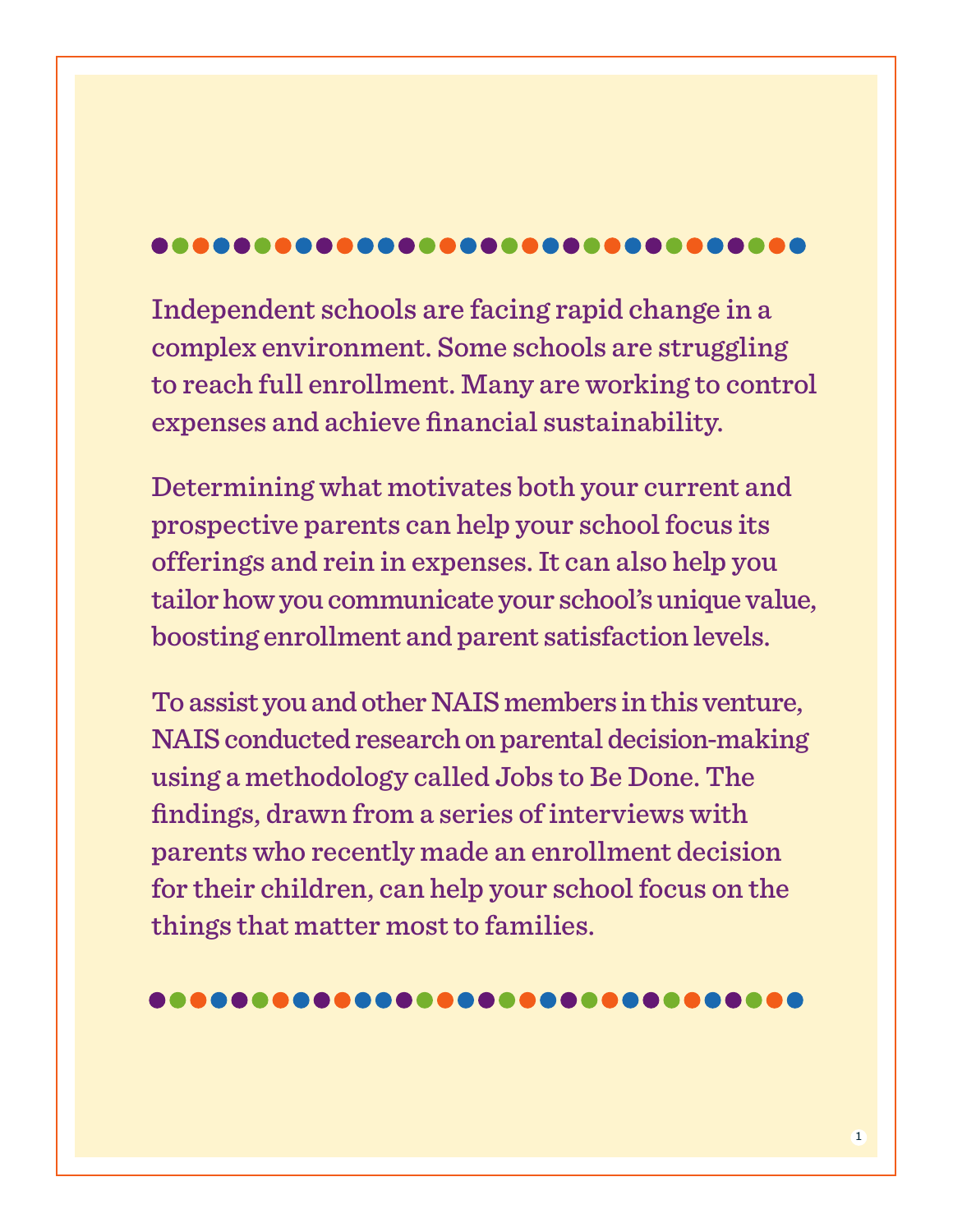Independent schools are facing rapid change in a complex environment. Some schools are struggling to reach full enrollment. Many are working to control expenses and achieve financial sustainability.

Determining what motivates both your current and prospective parents can help your school focus its offerings and rein in expenses. It can also help you tailor how you communicate your school's unique value, boosting enrollment and parent satisfaction levels.

To assist you and other NAIS members in this venture, NAIS conducted research on parental decision-making using a methodology called Jobs to Be Done. The findings, drawn from a series of interviews with parents who recently made an enrollment decision for their children, can help your school focus on the things that matter most to families.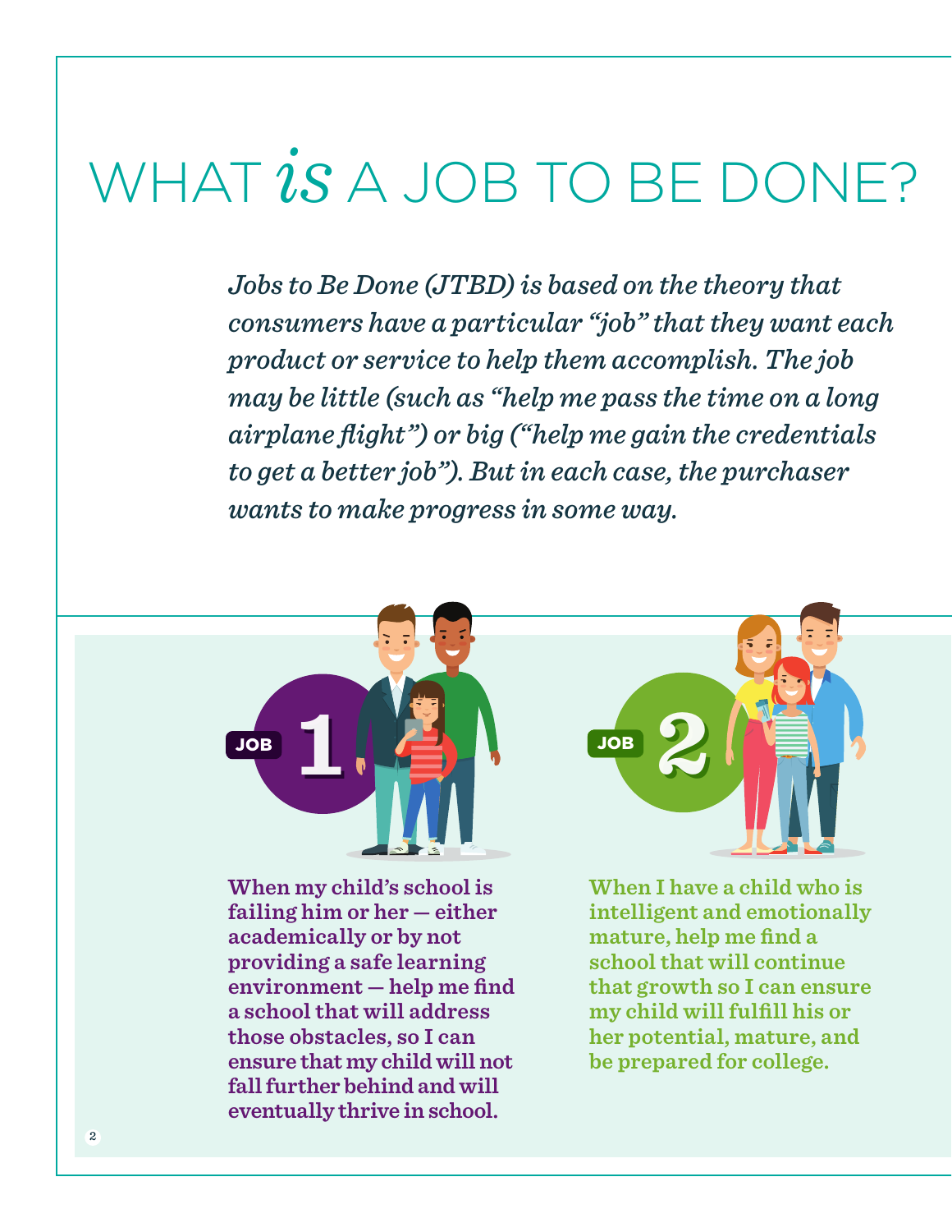# WHAT *is* A JOB TO BE DONE?

*Jobs to Be Done (JTBD) is based on the theory that consumers have a particular "job" that they want each product or service to help them accomplish. The job may be little (such as "help me pass the time on a long airplane flight") or big ("help me gain the credentials to get a better job"). But in each case, the purchaser wants to make progress in some way.*

**JOB 1**

**When my child's school is failing him or her — either academically or by not providing a safe learning environment — help me find a school that will address those obstacles, so I can ensure that my child will not fall further behind and will eventually thrive in school.**

**JOB 2**

**When I have a child who is intelligent and emotionally mature, help me find a school that will continue that growth so I can ensure my child will fulfill his or her potential, mature, and be prepared for college.**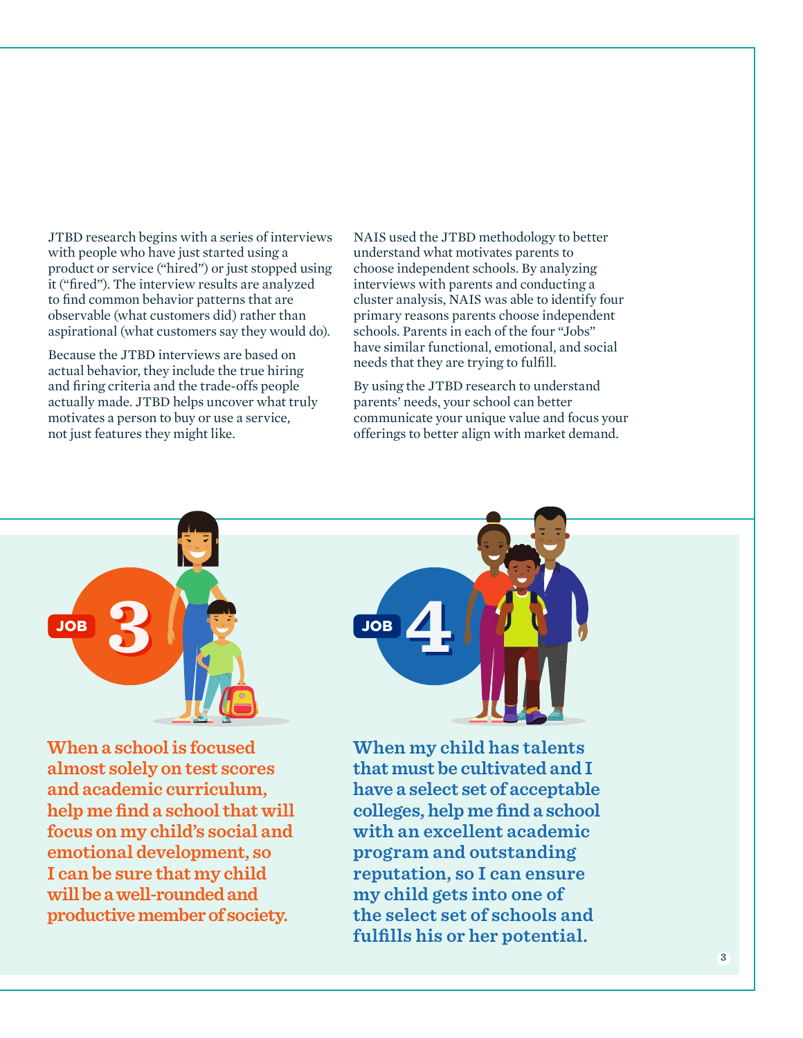JTBD research begins with a series of interviews with people who have just started using a product or service ("hired") or just stopped using it ("fired"). The interview results are analyzed to find common behavior patterns that are observable (what customers did) rather than aspirational (what customers say they would do).

Because the JTBD interviews are based on actual behavior, they include the true hiring and firing criteria and the trade-offs people actually made. JTBD helps uncover what truly motivates a person to buy or use a service, not just features they might like.

NAIS used the JTBD methodology to better understand what motivates parents to choose independent schools. By analyzing interviews with parents and conducting a cluster analysis, NAIS was able to identify four primary reasons parents choose independent schools. Parents in each of the four "Jobs" have similar functional, emotional, and social needs that they are trying to fulfill.

By using the JTBD research to understand parents' needs, your school can better communicate your unique value and focus your offerings to better align with market demand.

## JOB 3

**When a school is focused almost solely on test scores and academic curriculum, help me find a school that will focus on my child's social and emotional development, so I can be sure that my child will be a well-rounded and productive member of society.**

## JOB 4

**When my child has talents that must be cultivated and I have a select set of acceptable colleges, help me find a school with an excellent academic program and outstanding reputation, so I can ensure my child gets into one of the select set of schools and fulfills his or her potential.**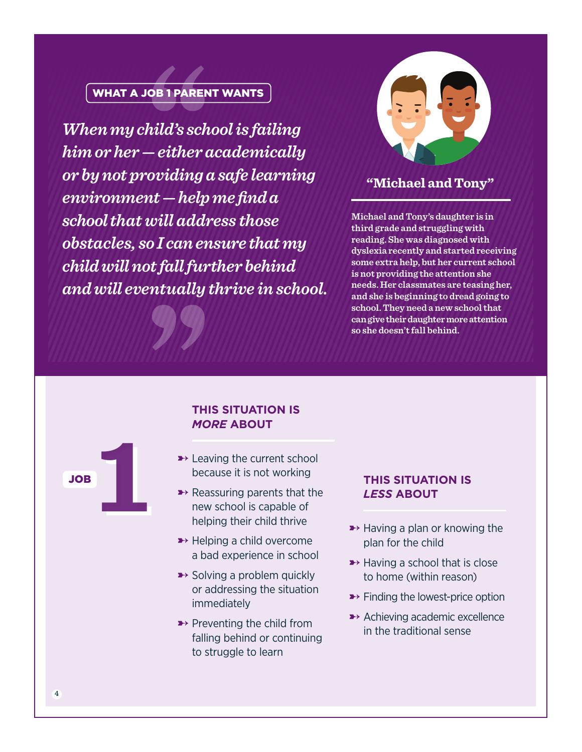**WHAT A JOB 1 PARENT WANTS**

> *When my child's school is failing him or her — either academically or by not providing a safe learning environment — help me find a school that will address those obstacles, so I can ensure that my child will not fall further behind and will eventually thrive in school.*

### "Michael and Tony"

**Michael and Tony's daughter is in third grade and struggling with reading. She was diagnosed with dyslexia recently and started receiving some extra help, but her current school is not providing the attention she needs. Her classmates are teasing her, and she is beginning to dread going to school. They need a new school that can give their daughter more attention so she doesn't fall behind.**

## JOB 1

### THIS SITUATION IS *MORE* ABOUT

- Leaving the current school because it is not working
- Reassuring parents that the new school is capable of helping their child thrive
- Helping a child overcome a bad experience in school
- Solving a problem quickly or addressing the situation immediately
- Preventing the child from falling behind or continuing to struggle to learn

### THIS SITUATION IS *LESS* ABOUT

- Having a plan or knowing the plan for the child
- Having a school that is close to home (within reason)
- Finding the lowest-price option
- Achieving academic excellence in the traditional sense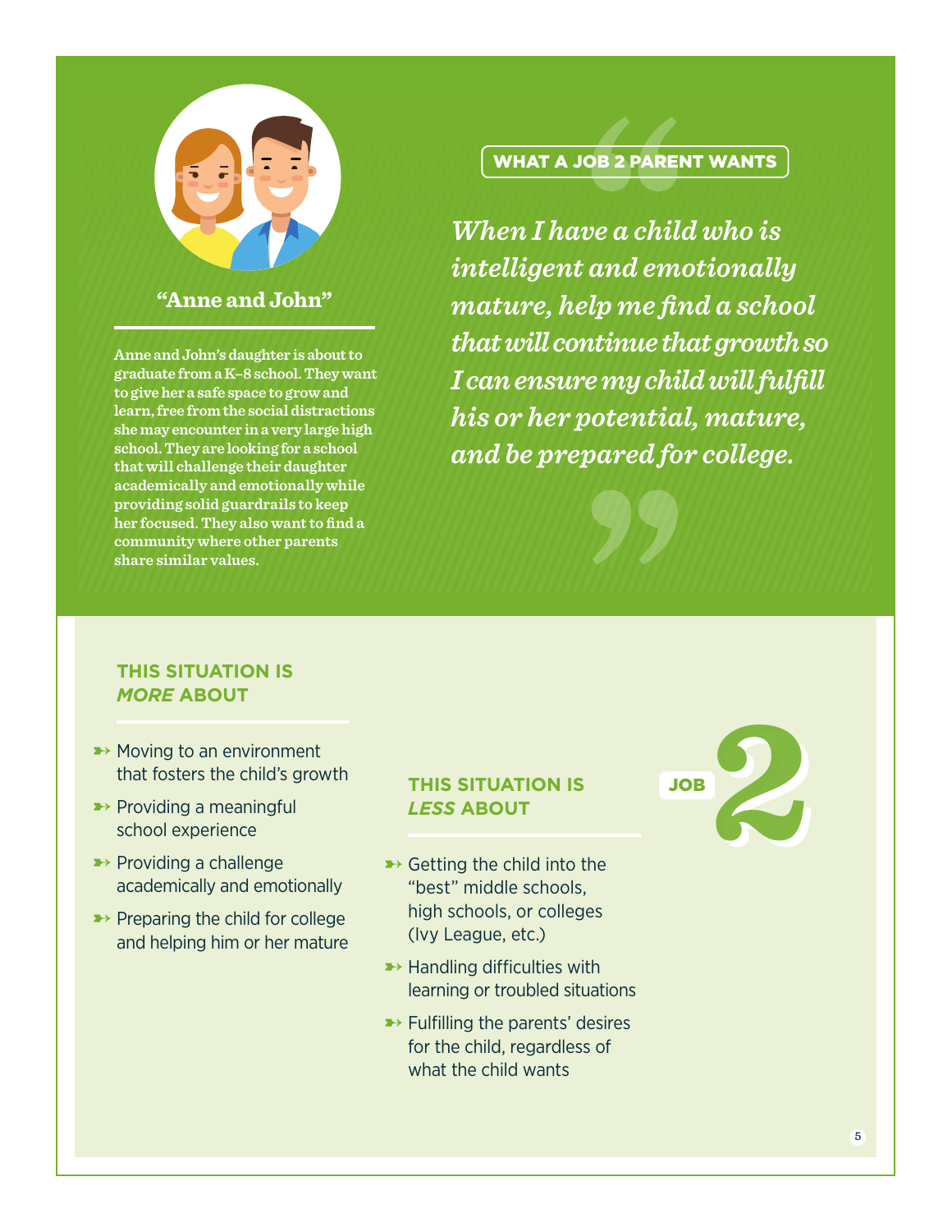## "Anne and John"

**Anne and John's daughter is about to graduate from a K–8 school. They want to give her a safe space to grow and learn, free from the social distractions she may encounter in a very large high school. They are looking for a school that will challenge their daughter academically and emotionally while providing solid guardrails to keep her focused. They also want to find a community where other parents share similar values.**

### WHAT A JOB 2 PARENT WANTS

> *When I have a child who is intelligent and emotionally mature, help me find a school that will continue that growth so I can ensure my child will fulfill his or her potential, mature, and be prepared for college.*

### THIS SITUATION IS *MORE* ABOUT

- Moving to an environment that fosters the child's growth
- Providing a meaningful school experience
- Providing a challenge academically and emotionally
- Preparing the child for college and helping him or her mature

### THIS SITUATION IS *LESS* ABOUT

- Getting the child into the "best" middle schools, high schools, or colleges (Ivy League, etc.)
- Handling difficulties with learning or troubled situations
- Fulfilling the parents' desires for the child, regardless of what the child wants

JOB 2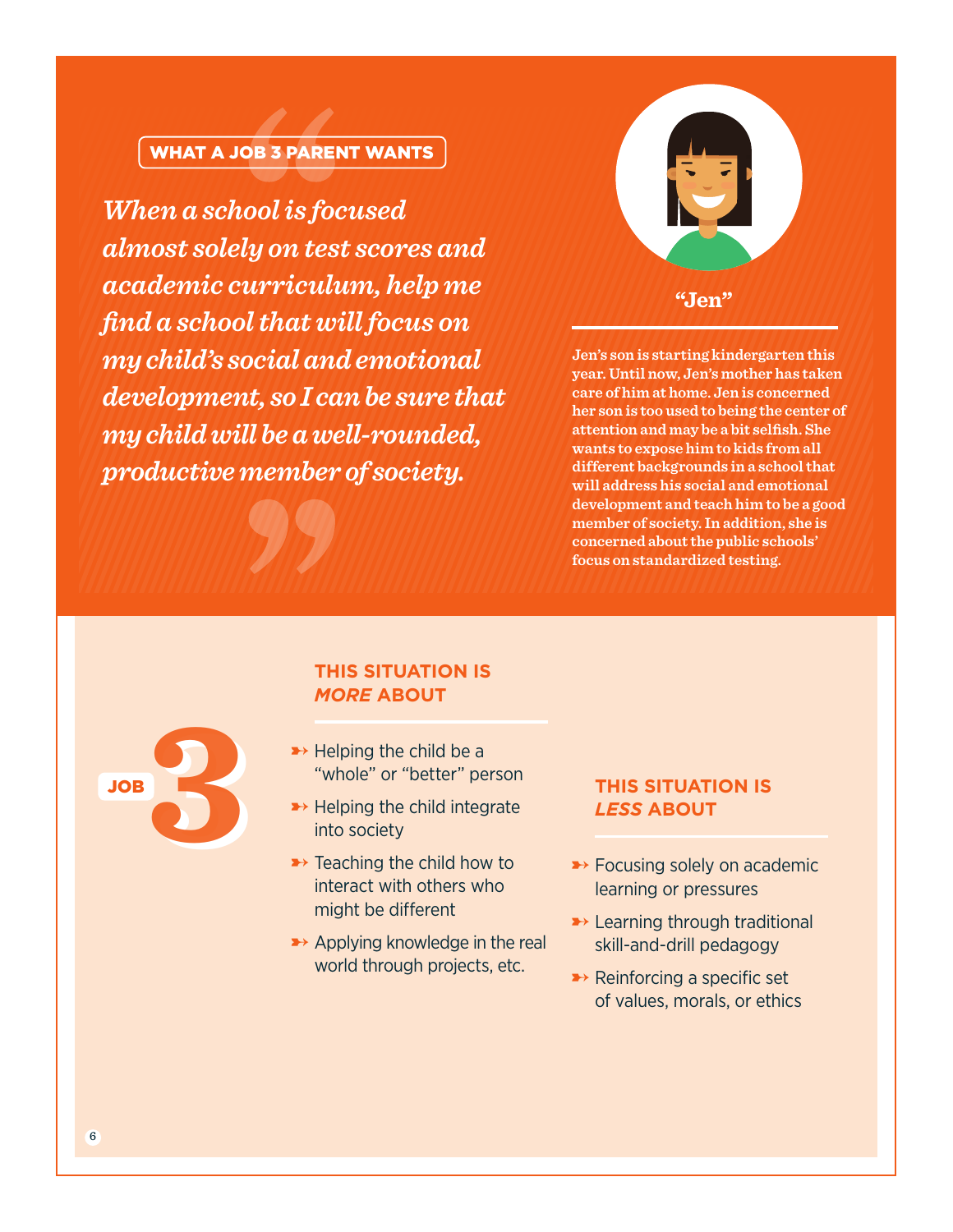## WHAT A JOB 3 PARENT WANTS

*When a school is focused almost solely on test scores and academic curriculum, help me find a school that will focus on my child's social and emotional development, so I can be sure that my child will be a well-rounded, productive member of society.*

**"Jen"**

**Jen's son is starting kindergarten this year. Until now, Jen's mother has taken care of him at home. Jen is concerned her son is too used to being the center of attention and may be a bit selfish. She wants to expose him to kids from all different backgrounds in a school that will address his social and emotional development and teach him to be a good member of society. In addition, she is concerned about the public schools' focus on standardized testing.**

## JOB 3

### THIS SITUATION IS *MORE* ABOUT

- Helping the child be a "whole" or "better" person
- Helping the child integrate into society
- Teaching the child how to interact with others who might be different
- Applying knowledge in the real world through projects, etc.

### THIS SITUATION IS *LESS* ABOUT

- Focusing solely on academic learning or pressures
- Learning through traditional skill-and-drill pedagogy
- Reinforcing a specific set of values, morals, or ethics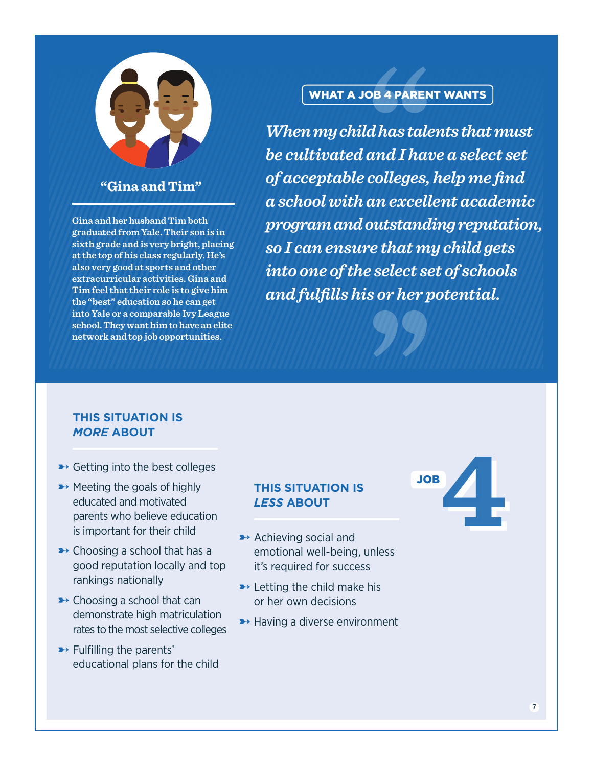## "Gina and Tim"

Gina and her husband Tim both graduated from Yale. Their son is in sixth grade and is very bright, placing at the top of his class regularly. He's also very good at sports and other extracurricular activities. Gina and Tim feel that their role is to give him the "best" education so he can get into Yale or a comparable Ivy League school. They want him to have an elite network and top job opportunities.

**WHAT A JOB 4 PARENT WANTS**

*When my child has talents that must be cultivated and I have a select set of acceptable colleges, help me find a school with an excellent academic program and outstanding reputation, so I can ensure that my child gets into one of the select set of schools and fulfills his or her potential.*

### THIS SITUATION IS *MORE* ABOUT

- Getting into the best colleges
- Meeting the goals of highly educated and motivated parents who believe education is important for their child
- Choosing a school that has a good reputation locally and top rankings nationally
- Choosing a school that can demonstrate high matriculation rates to the most selective colleges
- Fulfilling the parents' educational plans for the child

### THIS SITUATION IS *LESS* ABOUT

- Achieving social and emotional well-being, unless it's required for success
- Letting the child make his or her own decisions
- Having a diverse environment

**JOB 4**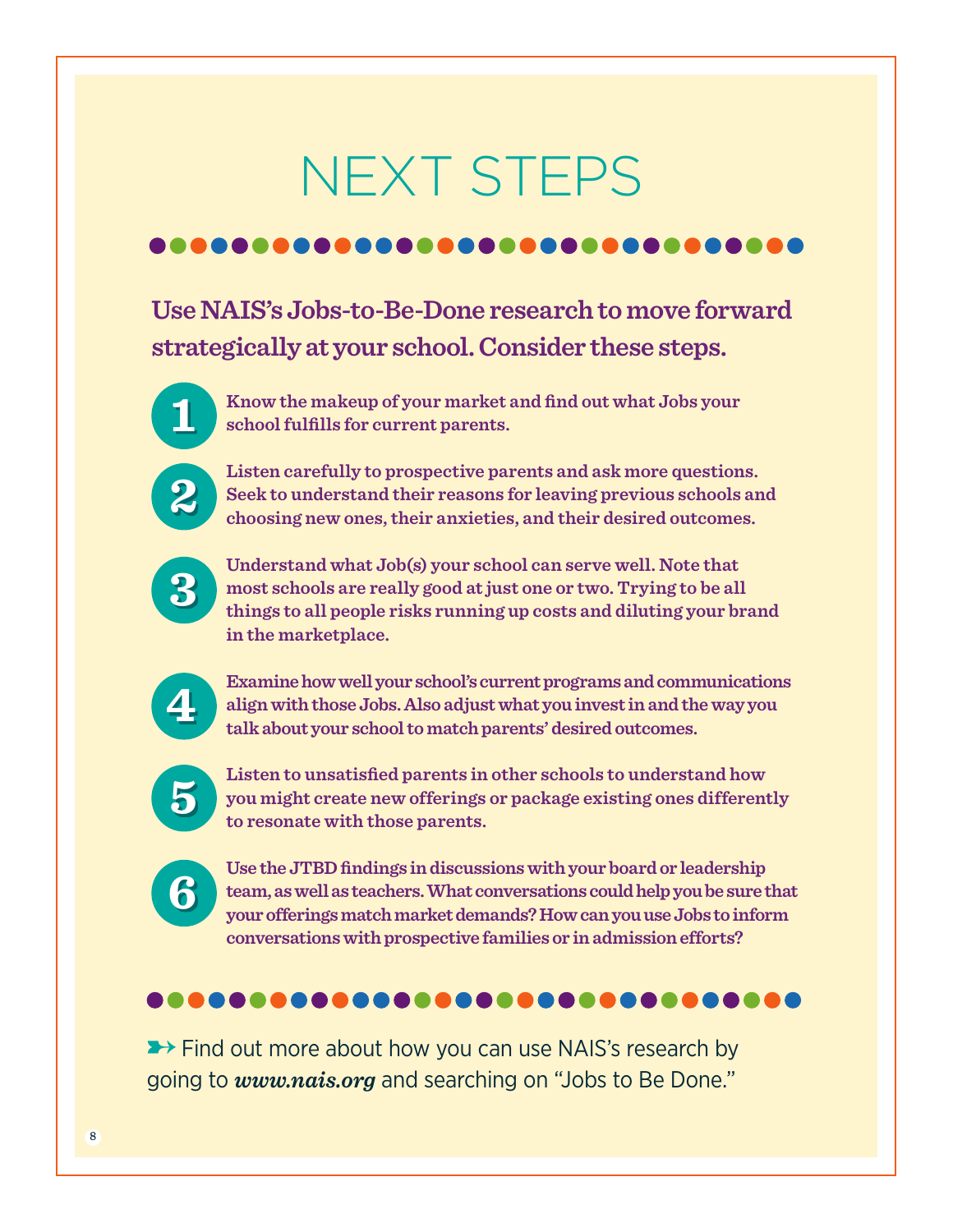# NEXT STEPS

**Use NAIS's Jobs-to-Be-Done research to move forward strategically at your school. Consider these steps.**

1. Know the makeup of your market and find out what Jobs your school fulfills for current parents.
2. Listen carefully to prospective parents and ask more questions. Seek to understand their reasons for leaving previous schools and choosing new ones, their anxieties, and their desired outcomes.
3. Understand what Job(s) your school can serve well. Note that most schools are really good at just one or two. Trying to be all things to all people risks running up costs and diluting your brand in the marketplace.
4. Examine how well your school's current programs and communications align with those Jobs. Also adjust what you invest in and the way you talk about your school to match parents' desired outcomes.
5. Listen to unsatisfied parents in other schools to understand how you might create new offerings or package existing ones differently to resonate with those parents.
6. Use the JTBD findings in discussions with your board or leadership team, as well as teachers. What conversations could help you be sure that your offerings match market demands? How can you use Jobs to inform conversations with prospective families or in admission efforts?

➳ Find out more about how you can use NAIS's research by going to ***www.nais.org*** and searching on "Jobs to Be Done."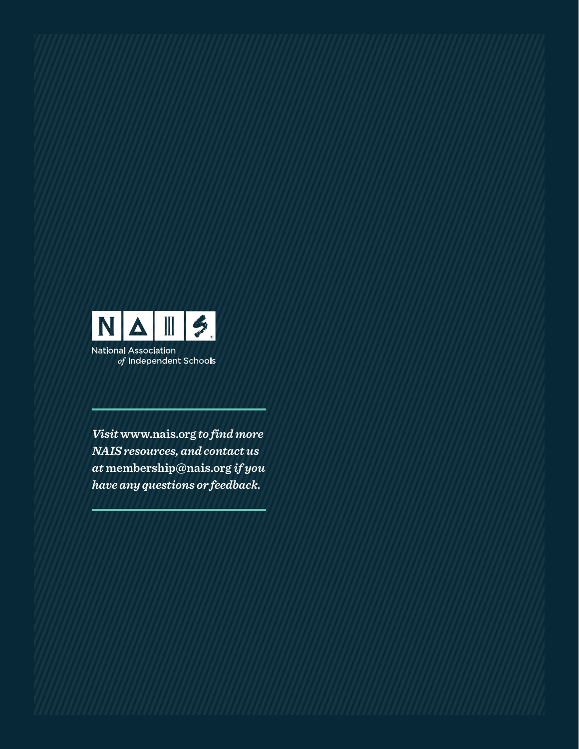National Association *of* Independent Schools

*Visit* www.nais.org *to find more NAIS resources, and contact us at* membership@nais.org *if you have any questions or feedback.*